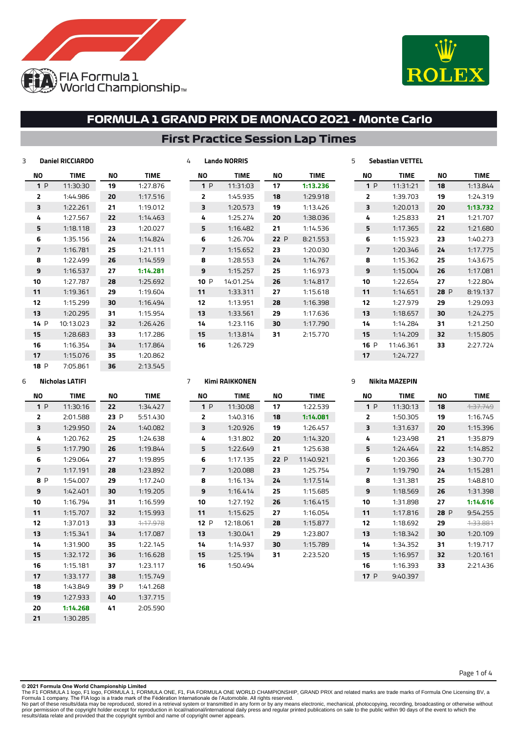# FORMULA 1 GRAND PRIX DE MONACO 2021 - Monte Carlo

## First Practice Session Lap Times

### 3 Daniel RICCIARDO

| NO | TIME | NO | TIME |
|---|---|---|---|
| 1 P | 11:30:30 | 19 | 1:27.876 |
| 2 | 1:44.986 | 20 | 1:17.516 |
| 3 | 1:22.261 | 21 | 1:19.012 |
| 4 | 1:27.567 | 22 | 1:14.463 |
| 5 | 1:18.118 | 23 | 1:20.027 |
| 6 | 1:35.156 | 24 | 1:14.824 |
| 7 | 1:16.781 | 25 | 1:21.111 |
| 8 | 1:22.499 | 26 | 1:14.559 |
| 9 | 1:16.537 | 27 | **1:14.281** |
| 10 | 1:27.787 | 28 | 1:25.692 |
| 11 | 1:19.361 | 29 | 1:19.604 |
| 12 | 1:15.299 | 30 | 1:16.494 |
| 13 | 1:20.295 | 31 | 1:15.954 |
| 14 P | 10:13.023 | 32 | 1:26.426 |
| 15 | 1:28.683 | 33 | 1:17.286 |
| 16 | 1:16.354 | 34 | 1:17.864 |
| 17 | 1:15.076 | 35 | 1:20.862 |
| 18 P | 7:05.861 | 36 | 2:13.545 |

### 4 Lando NORRIS

| NO | TIME | NO | TIME |
|---|---|---|---|
| 1 P | 11:31:03 | 17 | **1:13.236** |
| 2 | 1:45.935 | 18 | 1:29.918 |
| 3 | 1:20.573 | 19 | 1:13.426 |
| 4 | 1:25.274 | 20 | 1:38.036 |
| 5 | 1:16.482 | 21 | 1:14.536 |
| 6 | 1:26.704 | 22 P | 8:21.553 |
| 7 | 1:15.652 | 23 | 1:20.030 |
| 8 | 1:28.553 | 24 | 1:14.767 |
| 9 | 1:15.257 | 25 | 1:16.973 |
| 10 P | 14:01.254 | 26 | 1:14.817 |
| 11 | 1:33.311 | 27 | 1:15.618 |
| 12 | 1:13.951 | 28 | 1:16.398 |
| 13 | 1:33.561 | 29 | 1:17.636 |
| 14 | 1:23.116 | 30 | 1:17.790 |
| 15 | 1:13.814 | 31 | 2:15.770 |
| 16 | 1:26.729 | | |

### 5 Sebastian VETTEL

| NO | TIME | NO | TIME |
|---|---|---|---|
| 1 P | 11:31:21 | 18 | 1:13.844 |
| 2 | 1:39.703 | 19 | 1:24.319 |
| 3 | 1:20.013 | 20 | **1:13.732** |
| 4 | 1:25.833 | 21 | 1:21.707 |
| 5 | 1:17.365 | 22 | 1:21.680 |
| 6 | 1:15.923 | 23 | 1:40.273 |
| 7 | 1:20.346 | 24 | 1:17.775 |
| 8 | 1:15.362 | 25 | 1:43.675 |
| 9 | 1:15.004 | 26 | 1:17.081 |
| 10 | 1:22.654 | 27 | 1:22.804 |
| 11 | 1:14.651 | 28 P | 8:19.137 |
| 12 | 1:27.979 | 29 | 1:29.093 |
| 13 | 1:18.657 | 30 | 1:24.275 |
| 14 | 1:14.284 | 31 | 1:21.250 |
| 15 | 1:14.209 | 32 | 1:15.805 |
| 16 P | 11:46.361 | 33 | 2:27.724 |
| 17 | 1:24.727 | | |

### 6 Nicholas LATIFI

| NO | TIME | NO | TIME |
|---|---|---|---|
| 1 P | 11:30:16 | 22 | 1:34.427 |
| 2 | 2:01.588 | 23 P | 5:51.430 |
| 3 | 1:29.950 | 24 | 1:40.082 |
| 4 | 1:20.762 | 25 | 1:24.638 |
| 5 | 1:17.790 | 26 | 1:19.844 |
| 6 | 1:29.064 | 27 | 1:19.895 |
| 7 | 1:17.191 | 28 | 1:23.892 |
| 8 P | 1:54.007 | 29 | 1:17.240 |
| 9 | 1:42.401 | 30 | 1:19.205 |
| 10 | 1:16.794 | 31 | 1:16.599 |
| 11 | 1:15.707 | 32 | 1:15.993 |
| 12 | 1:37.013 | 33 | ~~1:17.978~~ |
| 13 | 1:15.341 | 34 | 1:17.087 |
| 14 | 1:31.900 | 35 | 1:22.145 |
| 15 | 1:32.172 | 36 | 1:16.628 |
| 16 | 1:15.181 | 37 | 1:23.117 |
| 17 | 1:33.177 | 38 | 1:15.749 |
| 18 | 1:43.849 | 39 P | 1:41.268 |
| 19 | 1:27.933 | 40 | 1:37.715 |
| 20 | **1:14.268** | 41 | 2:05.590 |
| 21 | 1:30.285 | | |

### 7 Kimi RAIKKONEN

| NO | TIME | NO | TIME |
|---|---|---|---|
| 1 P | 11:30:08 | 17 | 1:22.539 |
| 2 | 1:40.316 | 18 | **1:14.081** |
| 3 | 1:20.926 | 19 | 1:26.457 |
| 4 | 1:31.802 | 20 | 1:14.320 |
| 5 | 1:22.649 | 21 | 1:25.638 |
| 6 | 1:17.135 | 22 P | 11:40.921 |
| 7 | 1:20.088 | 23 | 1:25.754 |
| 8 | 1:16.134 | 24 | 1:17.514 |
| 9 | 1:16.414 | 25 | 1:15.685 |
| 10 | 1:27.192 | 26 | 1:16.415 |
| 11 | 1:15.625 | 27 | 1:16.054 |
| 12 P | 12:18.061 | 28 | 1:15.877 |
| 13 | 1:30.041 | 29 | 1:23.807 |
| 14 | 1:14.937 | 30 | 1:15.789 |
| 15 | 1:25.194 | 31 | 2:23.520 |
| 16 | 1:50.494 | | |

### 9 Nikita MAZEPIN

| NO | TIME | NO | TIME |
|---|---|---|---|
| 1 P | 11:30:13 | 18 | ~~1:37.749~~ |
| 2 | 1:50.305 | 19 | 1:16.745 |
| 3 | 1:31.637 | 20 | 1:15.396 |
| 4 | 1:23.498 | 21 | 1:35.879 |
| 5 | 1:24.464 | 22 | 1:14.852 |
| 6 | 1:20.366 | 23 | 1:30.770 |
| 7 | 1:19.790 | 24 | 1:15.281 |
| 8 | 1:31.381 | 25 | 1:48.810 |
| 9 | 1:18.569 | 26 | 1:31.398 |
| 10 | 1:31.898 | 27 | **1:14.616** |
| 11 | 1:17.816 | 28 P | 9:54.255 |
| 12 | 1:18.692 | 29 | ~~1:33.881~~ |
| 13 | 1:18.342 | 30 | 1:20.109 |
| 14 | 1:34.352 | 31 | 1:19.717 |
| 15 | 1:16.957 | 32 | 1:20.161 |
| 16 | 1:16.393 | 33 | 2:21.436 |
| 17 P | 9:40.397 | | |

**© 2021 Formula One World Championship Limited**
The F1 FORMULA 1 logo, F1 logo, FORMULA 1, FORMULA ONE, F1, FIA FORMULA ONE WORLD CHAMPIONSHIP, GRAND PRIX and related marks are trade marks of Formula One Licensing BV, a Formula 1 company. The FIA logo is a trade mark of the Fédération Internationale de l'Automobile. All rights reserved.
No part of these results/data may be reproduced, stored in a retrieval system or transmitted in any form or by any means electronic, mechanical, photocopying, recording, broadcasting or otherwise without prior permission of the copyright holder except for reproduction in local/national/international daily press and regular printed publications on sale to the public within 90 days of the event to which the results/data relate and provided that the copyright symbol and name of copyright owner appears.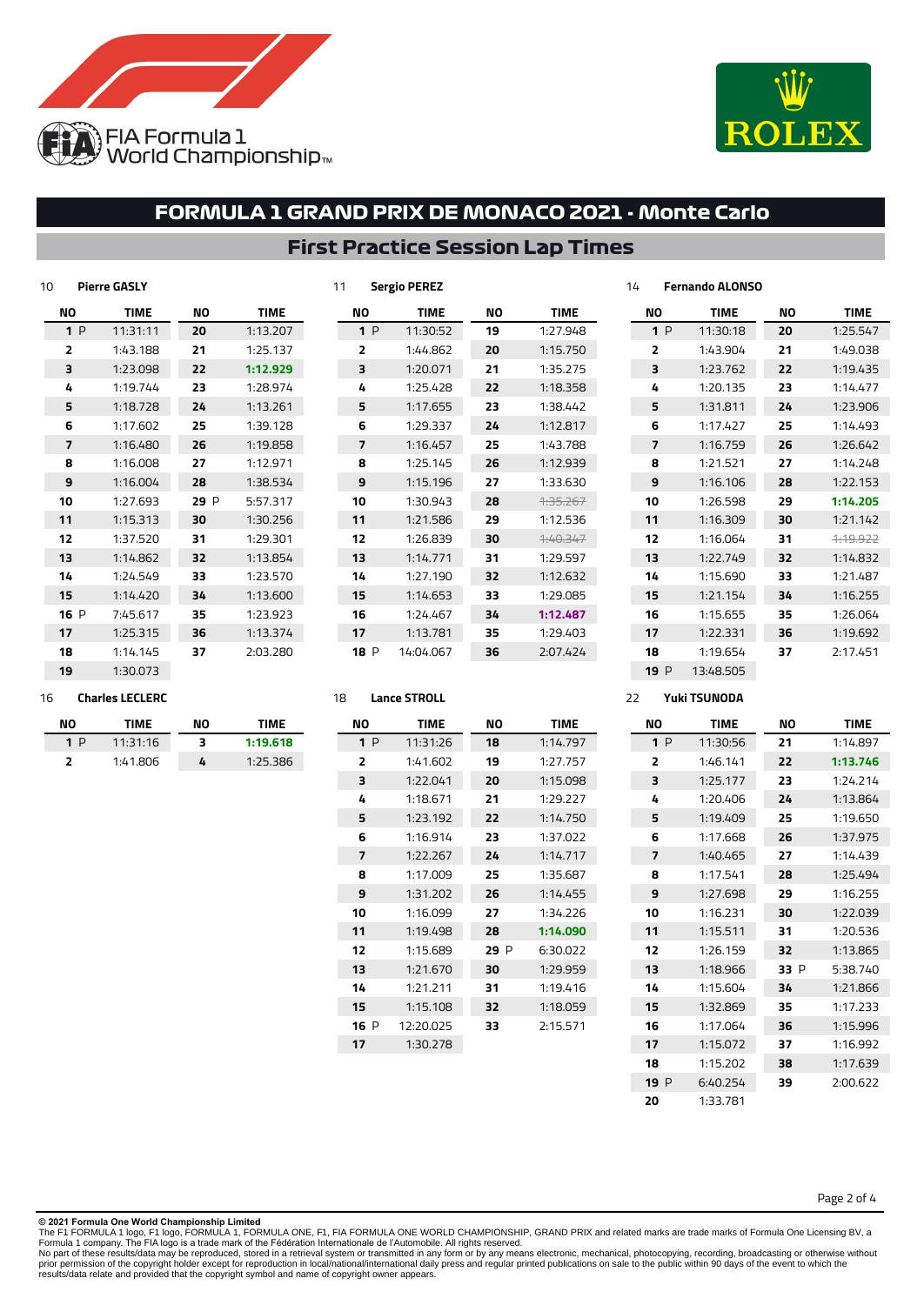# FORMULA 1 GRAND PRIX DE MONACO 2021 - Monte Carlo

## First Practice Session Lap Times

### 10 Pierre GASLY

| NO | TIME | NO | TIME |
|---|---|---|---|
| 1 P | 11:31:11 | 20 | 1:13.207 |
| 2 | 1:43.188 | 21 | 1:25.137 |
| 3 | 1:23.098 | 22 | **1:12.929** |
| 4 | 1:19.744 | 23 | 1:28.974 |
| 5 | 1:18.728 | 24 | 1:13.261 |
| 6 | 1:17.602 | 25 | 1:39.128 |
| 7 | 1:16.480 | 26 | 1:19.858 |
| 8 | 1:16.008 | 27 | 1:12.971 |
| 9 | 1:16.004 | 28 | 1:38.534 |
| 10 | 1:27.693 | 29 P | 5:57.317 |
| 11 | 1:15.313 | 30 | 1:30.256 |
| 12 | 1:37.520 | 31 | 1:29.301 |
| 13 | 1:14.862 | 32 | 1:13.854 |
| 14 | 1:24.549 | 33 | 1:23.570 |
| 15 | 1:14.420 | 34 | 1:13.600 |
| 16 P | 7:45.617 | 35 | 1:23.923 |
| 17 | 1:25.315 | 36 | 1:13.374 |
| 18 | 1:14.145 | 37 | 2:03.280 |
| 19 | 1:30.073 | | |

### 11 Sergio PEREZ

| NO | TIME | NO | TIME |
|---|---|---|---|
| 1 P | 11:30:52 | 19 | 1:27.948 |
| 2 | 1:44.862 | 20 | 1:15.750 |
| 3 | 1:20.071 | 21 | 1:35.275 |
| 4 | 1:25.428 | 22 | 1:18.358 |
| 5 | 1:17.655 | 23 | 1:38.442 |
| 6 | 1:29.337 | 24 | 1:12.817 |
| 7 | 1:16.457 | 25 | 1:43.788 |
| 8 | 1:25.145 | 26 | 1:12.939 |
| 9 | 1:15.196 | 27 | 1:33.630 |
| 10 | 1:30.943 | 28 | ~~1:35.267~~ |
| 11 | 1:21.586 | 29 | 1:12.536 |
| 12 | 1:26.839 | 30 | ~~1:40.347~~ |
| 13 | 1:14.771 | 31 | 1:29.597 |
| 14 | 1:27.190 | 32 | 1:12.632 |
| 15 | 1:14.653 | 33 | 1:29.085 |
| 16 | 1:24.467 | 34 | **1:12.487** |
| 17 | 1:13.781 | 35 | 1:29.403 |
| 18 P | 14:04.067 | 36 | 2:07.424 |

### 14 Fernando ALONSO

| NO | TIME | NO | TIME |
|---|---|---|---|
| 1 P | 11:30:18 | 20 | 1:25.547 |
| 2 | 1:43.904 | 21 | 1:49.038 |
| 3 | 1:23.762 | 22 | 1:19.435 |
| 4 | 1:20.135 | 23 | 1:14.477 |
| 5 | 1:31.811 | 24 | 1:23.906 |
| 6 | 1:17.427 | 25 | 1:14.493 |
| 7 | 1:16.759 | 26 | 1:26.642 |
| 8 | 1:21.521 | 27 | 1:14.248 |
| 9 | 1:16.106 | 28 | 1:22.153 |
| 10 | 1:26.598 | 29 | **1:14.205** |
| 11 | 1:16.309 | 30 | 1:21.142 |
| 12 | 1:16.064 | 31 | ~~1:19.922~~ |
| 13 | 1:22.749 | 32 | 1:14.832 |
| 14 | 1:15.690 | 33 | 1:21.487 |
| 15 | 1:21.154 | 34 | 1:16.255 |
| 16 | 1:15.655 | 35 | 1:26.064 |
| 17 | 1:22.331 | 36 | 1:19.692 |
| 18 | 1:19.654 | 37 | 2:17.451 |
| 19 P | 13:48.505 | | |

### 16 Charles LECLERC

| NO | TIME | NO | TIME |
|---|---|---|---|
| 1 P | 11:31:16 | 3 | **1:19.618** |
| 2 | 1:41.806 | 4 | 1:25.386 |

### 18 Lance STROLL

| NO | TIME | NO | TIME |
|---|---|---|---|
| 1 P | 11:31:26 | 18 | 1:14.797 |
| 2 | 1:41.602 | 19 | 1:27.757 |
| 3 | 1:22.041 | 20 | 1:15.098 |
| 4 | 1:18.671 | 21 | 1:29.227 |
| 5 | 1:23.192 | 22 | 1:14.750 |
| 6 | 1:16.914 | 23 | 1:37.022 |
| 7 | 1:22.267 | 24 | 1:14.717 |
| 8 | 1:17.009 | 25 | 1:35.687 |
| 9 | 1:31.202 | 26 | 1:14.455 |
| 10 | 1:16.099 | 27 | 1:34.226 |
| 11 | 1:19.498 | 28 | **1:14.090** |
| 12 | 1:15.689 | 29 P | 6:30.022 |
| 13 | 1:21.670 | 30 | 1:29.959 |
| 14 | 1:21.211 | 31 | 1:19.416 |
| 15 | 1:15.108 | 32 | 1:18.059 |
| 16 P | 12:20.025 | 33 | 2:15.571 |
| 17 | 1:30.278 | | |

### 22 Yuki TSUNODA

| NO | TIME | NO | TIME |
|---|---|---|---|
| 1 P | 11:30:56 | 21 | 1:14.897 |
| 2 | 1:46.141 | 22 | **1:13.746** |
| 3 | 1:25.177 | 23 | 1:24.214 |
| 4 | 1:20.406 | 24 | 1:13.864 |
| 5 | 1:19.409 | 25 | 1:19.650 |
| 6 | 1:17.668 | 26 | 1:37.975 |
| 7 | 1:40.465 | 27 | 1:14.439 |
| 8 | 1:17.541 | 28 | 1:25.494 |
| 9 | 1:27.698 | 29 | 1:16.255 |
| 10 | 1:16.231 | 30 | 1:22.039 |
| 11 | 1:15.511 | 31 | 1:20.536 |
| 12 | 1:26.159 | 32 | 1:13.865 |
| 13 | 1:18.966 | 33 P | 5:38.740 |
| 14 | 1:15.604 | 34 | 1:21.866 |
| 15 | 1:32.869 | 35 | 1:17.233 |
| 16 | 1:17.064 | 36 | 1:15.996 |
| 17 | 1:15.072 | 37 | 1:16.992 |
| 18 | 1:15.202 | 38 | 1:17.639 |
| 19 P | 6:40.254 | 39 | 2:00.622 |
| 20 | 1:33.781 | | |

**© 2021 Formula One World Championship Limited**
The F1 FORMULA 1 logo, F1 logo, FORMULA 1, FORMULA ONE, F1, FIA FORMULA ONE WORLD CHAMPIONSHIP, GRAND PRIX and related marks are trade marks of Formula One Licensing BV, a Formula 1 company. The FIA logo is a trade mark of the Fédération Internationale de l'Automobile. All rights reserved.
No part of these results/data may be reproduced, stored in a retrieval system or transmitted in any form or by any means electronic, mechanical, photocopying, recording, broadcasting or otherwise without prior permission of the copyright holder except for reproduction in local/national/international daily press and regular printed publications on sale to the public within 90 days of the event to which the results/data relate and provided that the copyright symbol and name of copyright owner appears.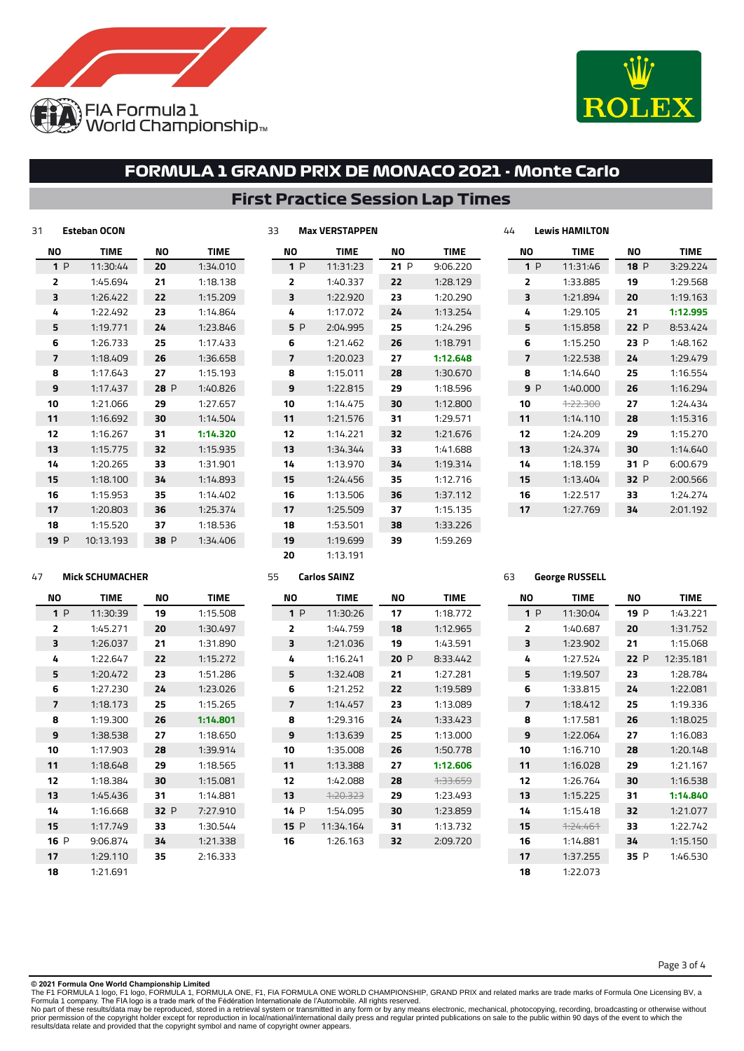# FORMULA 1 GRAND PRIX DE MONACO 2021 - Monte Carlo

## First Practice Session Lap Times

### 31 Esteban OCON

| NO | TIME | NO | TIME |
|---|---|---|---|
| 1 P | 11:30:44 | 20 | 1:34.010 |
| 2 | 1:45.694 | 21 | 1:18.138 |
| 3 | 1:26.422 | 22 | 1:15.209 |
| 4 | 1:22.492 | 23 | 1:14.864 |
| 5 | 1:19.771 | 24 | 1:23.846 |
| 6 | 1:26.733 | 25 | 1:17.433 |
| 7 | 1:18.409 | 26 | 1:36.658 |
| 8 | 1:17.643 | 27 | 1:15.193 |
| 9 | 1:17.437 | 28 P | 1:40.826 |
| 10 | 1:21.066 | 29 | 1:27.657 |
| 11 | 1:16.692 | 30 | 1:14.504 |
| 12 | 1:16.267 | 31 | **1:14.320** |
| 13 | 1:15.775 | 32 | 1:15.935 |
| 14 | 1:20.265 | 33 | 1:31.901 |
| 15 | 1:18.100 | 34 | 1:14.893 |
| 16 | 1:15.953 | 35 | 1:14.402 |
| 17 | 1:20.803 | 36 | 1:25.374 |
| 18 | 1:15.520 | 37 | 1:18.536 |
| 19 P | 10:13.193 | 38 P | 1:34.406 |

### 33 Max VERSTAPPEN

| NO | TIME | NO | TIME |
|---|---|---|---|
| 1 P | 11:31:23 | 21 P | 9:06.220 |
| 2 | 1:40.337 | 22 | 1:28.129 |
| 3 | 1:22.920 | 23 | 1:20.290 |
| 4 | 1:17.072 | 24 | 1:13.254 |
| 5 P | 2:04.995 | 25 | 1:24.296 |
| 6 | 1:21.462 | 26 | 1:18.791 |
| 7 | 1:20.023 | 27 | **1:12.648** |
| 8 | 1:15.011 | 28 | 1:30.670 |
| 9 | 1:22.815 | 29 | 1:18.596 |
| 10 | 1:14.475 | 30 | 1:12.800 |
| 11 | 1:21.576 | 31 | 1:29.571 |
| 12 | 1:14.221 | 32 | 1:21.676 |
| 13 | 1:34.344 | 33 | 1:41.688 |
| 14 | 1:13.970 | 34 | 1:19.314 |
| 15 | 1:24.456 | 35 | 1:12.716 |
| 16 | 1:13.506 | 36 | 1:37.112 |
| 17 | 1:25.509 | 37 | 1:15.135 |
| 18 | 1:53.501 | 38 | 1:33.226 |
| 19 | 1:19.699 | 39 | 1:59.269 |
| 20 | 1:13.191 | | |

### 44 Lewis HAMILTON

| NO | TIME | NO | TIME |
|---|---|---|---|
| 1 P | 11:31:46 | 18 P | 3:29.224 |
| 2 | 1:33.885 | 19 | 1:29.568 |
| 3 | 1:21.894 | 20 | 1:19.163 |
| 4 | 1:29.105 | 21 | **1:12.995** |
| 5 | 1:15.858 | 22 P | 8:53.424 |
| 6 | 1:15.250 | 23 P | 1:48.162 |
| 7 | 1:22.538 | 24 | 1:29.479 |
| 8 | 1:14.640 | 25 | 1:16.554 |
| 9 P | 1:40.000 | 26 | 1:16.294 |
| 10 | ~~1:22.300~~ | 27 | 1:24.434 |
| 11 | 1:14.110 | 28 | 1:15.316 |
| 12 | 1:24.209 | 29 | 1:15.270 |
| 13 | 1:24.374 | 30 | 1:14.640 |
| 14 | 1:18.159 | 31 P | 6:00.679 |
| 15 | 1:13.404 | 32 P | 2:00.566 |
| 16 | 1:22.517 | 33 | 1:24.274 |
| 17 | 1:27.769 | 34 | 2:01.192 |

### 47 Mick SCHUMACHER

| NO | TIME | NO | TIME |
|---|---|---|---|
| 1 P | 11:30:39 | 19 | 1:15.508 |
| 2 | 1:45.271 | 20 | 1:30.497 |
| 3 | 1:26.037 | 21 | 1:31.890 |
| 4 | 1:22.647 | 22 | 1:15.272 |
| 5 | 1:20.472 | 23 | 1:51.286 |
| 6 | 1:27.230 | 24 | 1:23.026 |
| 7 | 1:18.173 | 25 | 1:15.265 |
| 8 | 1:19.300 | 26 | **1:14.801** |
| 9 | 1:38.538 | 27 | 1:18.650 |
| 10 | 1:17.903 | 28 | 1:39.914 |
| 11 | 1:18.648 | 29 | 1:18.565 |
| 12 | 1:18.384 | 30 | 1:15.081 |
| 13 | 1:45.436 | 31 | 1:14.881 |
| 14 | 1:16.668 | 32 P | 7:27.910 |
| 15 | 1:17.749 | 33 | 1:30.544 |
| 16 P | 9:06.874 | 34 | 1:21.338 |
| 17 | 1:29.110 | 35 | 2:16.333 |
| 18 | 1:21.691 | | |

### 55 Carlos SAINZ

| NO | TIME | NO | TIME |
|---|---|---|---|
| 1 P | 11:30:26 | 17 | 1:18.772 |
| 2 | 1:44.759 | 18 | 1:12.965 |
| 3 | 1:21.036 | 19 | 1:43.591 |
| 4 | 1:16.241 | 20 P | 8:33.442 |
| 5 | 1:32.408 | 21 | 1:27.281 |
| 6 | 1:21.252 | 22 | 1:19.589 |
| 7 | 1:14.457 | 23 | 1:13.089 |
| 8 | 1:29.316 | 24 | 1:33.423 |
| 9 | 1:13.639 | 25 | 1:13.000 |
| 10 | 1:35.008 | 26 | 1:50.778 |
| 11 | 1:13.388 | 27 | **1:12.606** |
| 12 | 1:42.088 | 28 | ~~1:33.659~~ |
| 13 | ~~1:20.323~~ | 29 | 1:23.493 |
| 14 P | 1:54.095 | 30 | 1:23.859 |
| 15 P | 11:34.164 | 31 | 1:13.732 |
| 16 | 1:26.163 | 32 | 2:09.720 |

### 63 George RUSSELL

| NO | TIME | NO | TIME |
|---|---|---|---|
| 1 P | 11:30:04 | 19 P | 1:43.221 |
| 2 | 1:40.687 | 20 | 1:31.752 |
| 3 | 1:23.902 | 21 | 1:15.068 |
| 4 | 1:27.524 | 22 P | 12:35.181 |
| 5 | 1:19.507 | 23 | 1:28.784 |
| 6 | 1:33.815 | 24 | 1:22.081 |
| 7 | 1:18.412 | 25 | 1:19.336 |
| 8 | 1:17.581 | 26 | 1:18.025 |
| 9 | 1:22.064 | 27 | 1:16.083 |
| 10 | 1:16.710 | 28 | 1:20.148 |
| 11 | 1:16.028 | 29 | 1:21.167 |
| 12 | 1:26.764 | 30 | 1:16.538 |
| 13 | 1:15.225 | 31 | **1:14.840** |
| 14 | 1:15.418 | 32 | 1:21.077 |
| 15 | ~~1:24.461~~ | 33 | 1:22.742 |
| 16 | 1:14.881 | 34 | 1:15.150 |
| 17 | 1:37.255 | 35 P | 1:46.530 |
| 18 | 1:22.073 | | |

© 2021 Formula One World Championship Limited
The F1 FORMULA 1 logo, F1 logo, FORMULA 1, FORMULA ONE, F1, FIA FORMULA ONE WORLD CHAMPIONSHIP, GRAND PRIX and related marks are trade marks of Formula One Licensing BV, a Formula 1 company. The FIA logo is a trade mark of the Fédération Internationale de l'Automobile. All rights reserved.
No part of these results/data may be reproduced, stored in a retrieval system or transmitted in any form or by any means electronic, mechanical, photocopying, recording, broadcasting or otherwise without prior permission of the copyright holder except for reproduction in local/national/international daily press and regular printed publications on sale to the public within 90 days of the event to which the results/data relate and provided that the copyright symbol and name of copyright owner appears.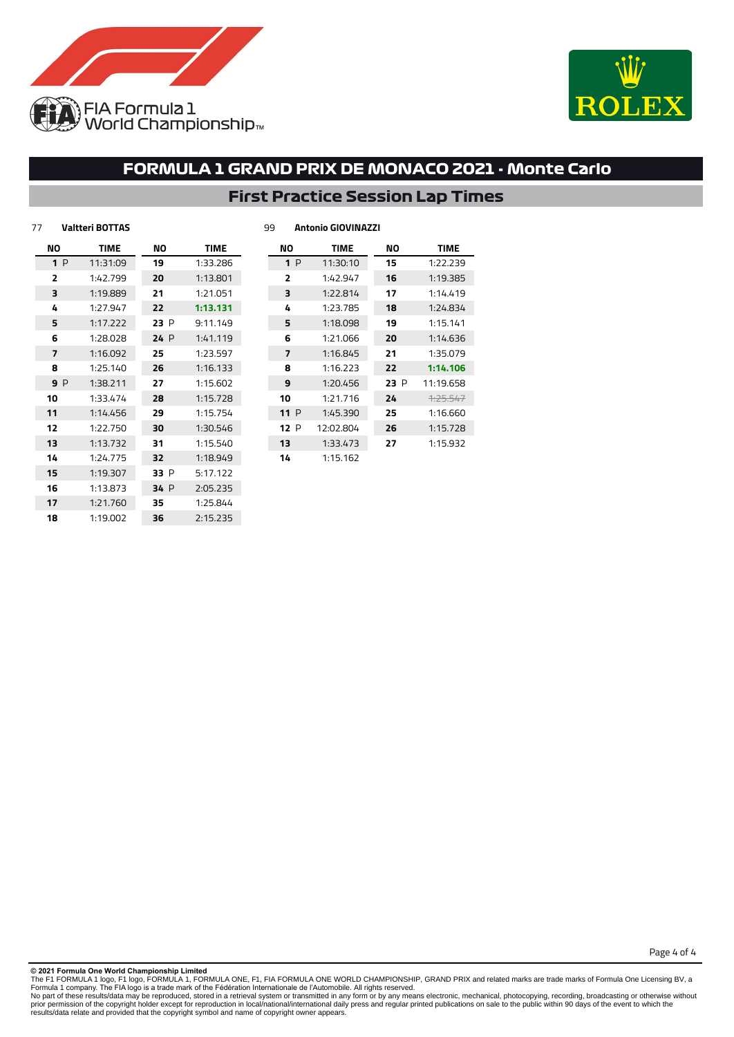FIA Formula 1 World Championship

# FORMULA 1 GRAND PRIX DE MONACO 2021 - Monte Carlo

## First Practice Session Lap Times

77 **Valtteri BOTTAS**

| NO | TIME | NO | TIME |
|---|---|---|---|
| 1 P | 11:31:09 | 19 | 1:33.286 |
| 2 | 1:42.799 | 20 | 1:13.801 |
| 3 | 1:19.889 | 21 | 1:21.051 |
| 4 | 1:27.947 | 22 | **1:13.131** |
| 5 | 1:17.222 | 23 P | 9:11.149 |
| 6 | 1:28.028 | 24 P | 1:41.119 |
| 7 | 1:16.092 | 25 | 1:23.597 |
| 8 | 1:25.140 | 26 | 1:16.133 |
| 9 P | 1:38.211 | 27 | 1:15.602 |
| 10 | 1:33.474 | 28 | 1:15.728 |
| 11 | 1:14.456 | 29 | 1:15.754 |
| 12 | 1:22.750 | 30 | 1:30.546 |
| 13 | 1:13.732 | 31 | 1:15.540 |
| 14 | 1:24.775 | 32 | 1:18.949 |
| 15 | 1:19.307 | 33 P | 5:17.122 |
| 16 | 1:13.873 | 34 P | 2:05.235 |
| 17 | 1:21.760 | 35 | 1:25.844 |
| 18 | 1:19.002 | 36 | 2:15.235 |

99 **Antonio GIOVINAZZI**

| NO | TIME | NO | TIME |
|---|---|---|---|
| 1 P | 11:30:10 | 15 | 1:22.239 |
| 2 | 1:42.947 | 16 | 1:19.385 |
| 3 | 1:22.814 | 17 | 1:14.419 |
| 4 | 1:23.785 | 18 | 1:24.834 |
| 5 | 1:18.098 | 19 | 1:15.141 |
| 6 | 1:21.066 | 20 | 1:14.636 |
| 7 | 1:16.845 | 21 | 1:35.079 |
| 8 | 1:16.223 | 22 | **1:14.106** |
| 9 | 1:20.456 | 23 P | 11:19.658 |
| 10 | 1:21.716 | 24 | ~~1:25.547~~ |
| 11 P | 1:45.390 | 25 | 1:16.660 |
| 12 P | 12:02.804 | 26 | 1:15.728 |
| 13 | 1:33.473 | 27 | 1:15.932 |
| 14 | 1:15.162 | | |

**© 2021 Formula One World Championship Limited**
The F1 FORMULA 1 logo, F1 logo, FORMULA 1, FORMULA ONE, F1, FIA FORMULA ONE WORLD CHAMPIONSHIP, GRAND PRIX and related marks are trade marks of Formula One Licensing BV, a Formula 1 company. The FIA logo is a trade mark of the Fédération Internationale de l'Automobile. All rights reserved.
No part of these results/data may be reproduced, stored in a retrieval system or transmitted in any form or by any means electronic, mechanical, photocopying, recording, broadcasting or otherwise without prior permission of the copyright holder except for reproduction in local/national/international daily press and regular printed publications on sale to the public within 90 days of the event to which the results/data relate and provided that the copyright symbol and name of copyright owner appears.